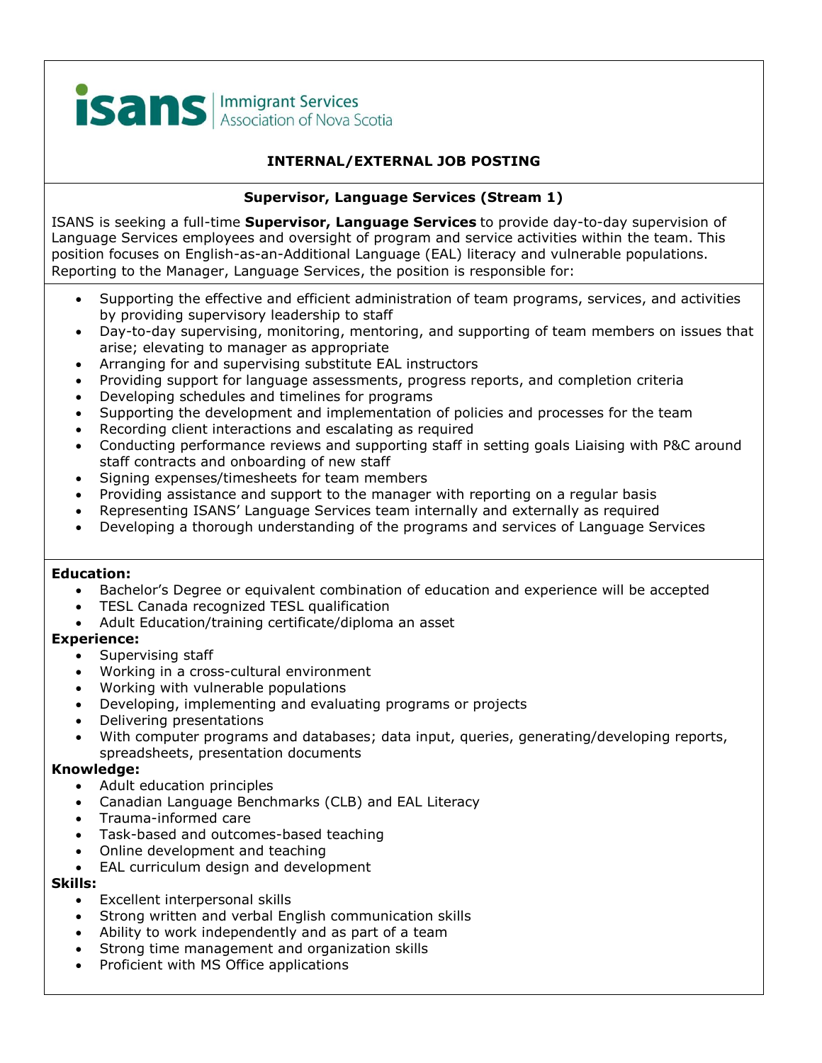isans | Immigrant Services Association of Nova Scotia

# INTERNAL/EXTERNAL JOB POSTING

## Supervisor, Language Services (Stream 1)

ISANS is seeking a full-time **Supervisor, Language Services** to provide day-to-day supervision of Language Services employees and oversight of program and service activities within the team. This position focuses on English-as-an-Additional Language (EAL) literacy and vulnerable populations. Reporting to the Manager, Language Services, the position is responsible for:

- Supporting the effective and efficient administration of team programs, services, and activities by providing supervisory leadership to staff
- Day-to-day supervising, monitoring, mentoring, and supporting of team members on issues that arise; elevating to manager as appropriate
- Arranging for and supervising substitute EAL instructors
- Providing support for language assessments, progress reports, and completion criteria
- Developing schedules and timelines for programs
- Supporting the development and implementation of policies and processes for the team
- Recording client interactions and escalating as required
- Conducting performance reviews and supporting staff in setting goals Liaising with P&C around staff contracts and onboarding of new staff
- Signing expenses/timesheets for team members
- Providing assistance and support to the manager with reporting on a regular basis
- Representing ISANS' Language Services team internally and externally as required
- Developing a thorough understanding of the programs and services of Language Services

**Education:**

- Bachelor's Degree or equivalent combination of education and experience will be accepted
- TESL Canada recognized TESL qualification
- Adult Education/training certificate/diploma an asset

**Experience:**

- Supervising staff
- Working in a cross-cultural environment
- Working with vulnerable populations
- Developing, implementing and evaluating programs or projects
- Delivering presentations
- With computer programs and databases; data input, queries, generating/developing reports, spreadsheets, presentation documents

**Knowledge:**

- Adult education principles
- Canadian Language Benchmarks (CLB) and EAL Literacy
- Trauma-informed care
- Task-based and outcomes-based teaching
- Online development and teaching
- EAL curriculum design and development

**Skills:**

- Excellent interpersonal skills
- Strong written and verbal English communication skills
- Ability to work independently and as part of a team
- Strong time management and organization skills
- Proficient with MS Office applications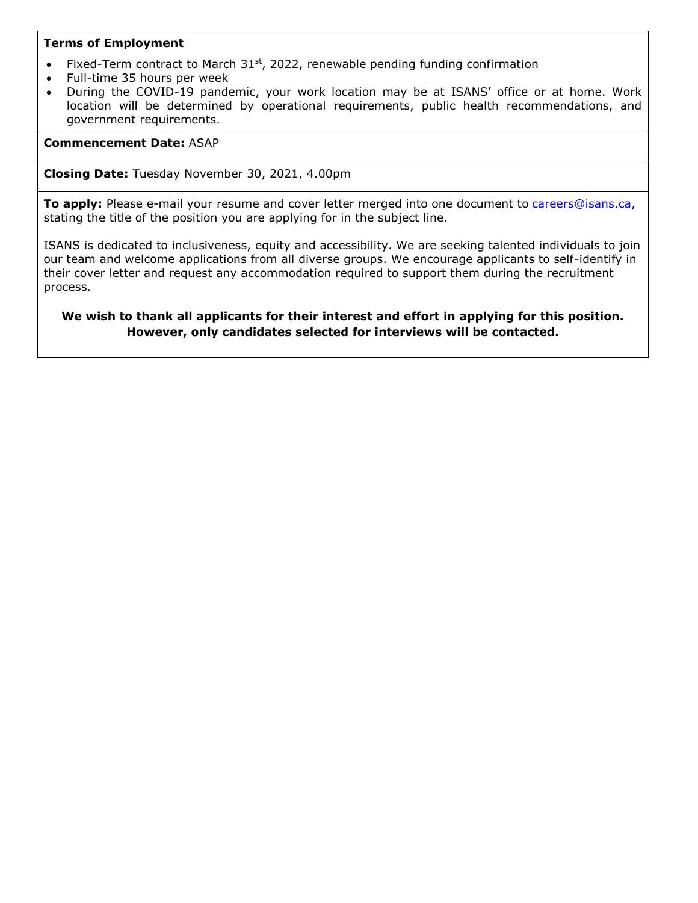**Terms of Employment**

- Fixed-Term contract to March 31st, 2022, renewable pending funding confirmation
- Full-time 35 hours per week
- During the COVID-19 pandemic, your work location may be at ISANS' office or at home. Work location will be determined by operational requirements, public health recommendations, and government requirements.

**Commencement Date:** ASAP

**Closing Date:** Tuesday November 30, 2021, 4.00pm

**To apply:** Please e-mail your resume and cover letter merged into one document to careers@isans.ca, stating the title of the position you are applying for in the subject line.

ISANS is dedicated to inclusiveness, equity and accessibility. We are seeking talented individuals to join our team and welcome applications from all diverse groups. We encourage applicants to self-identify in their cover letter and request any accommodation required to support them during the recruitment process.

**We wish to thank all applicants for their interest and effort in applying for this position. However, only candidates selected for interviews will be contacted.**